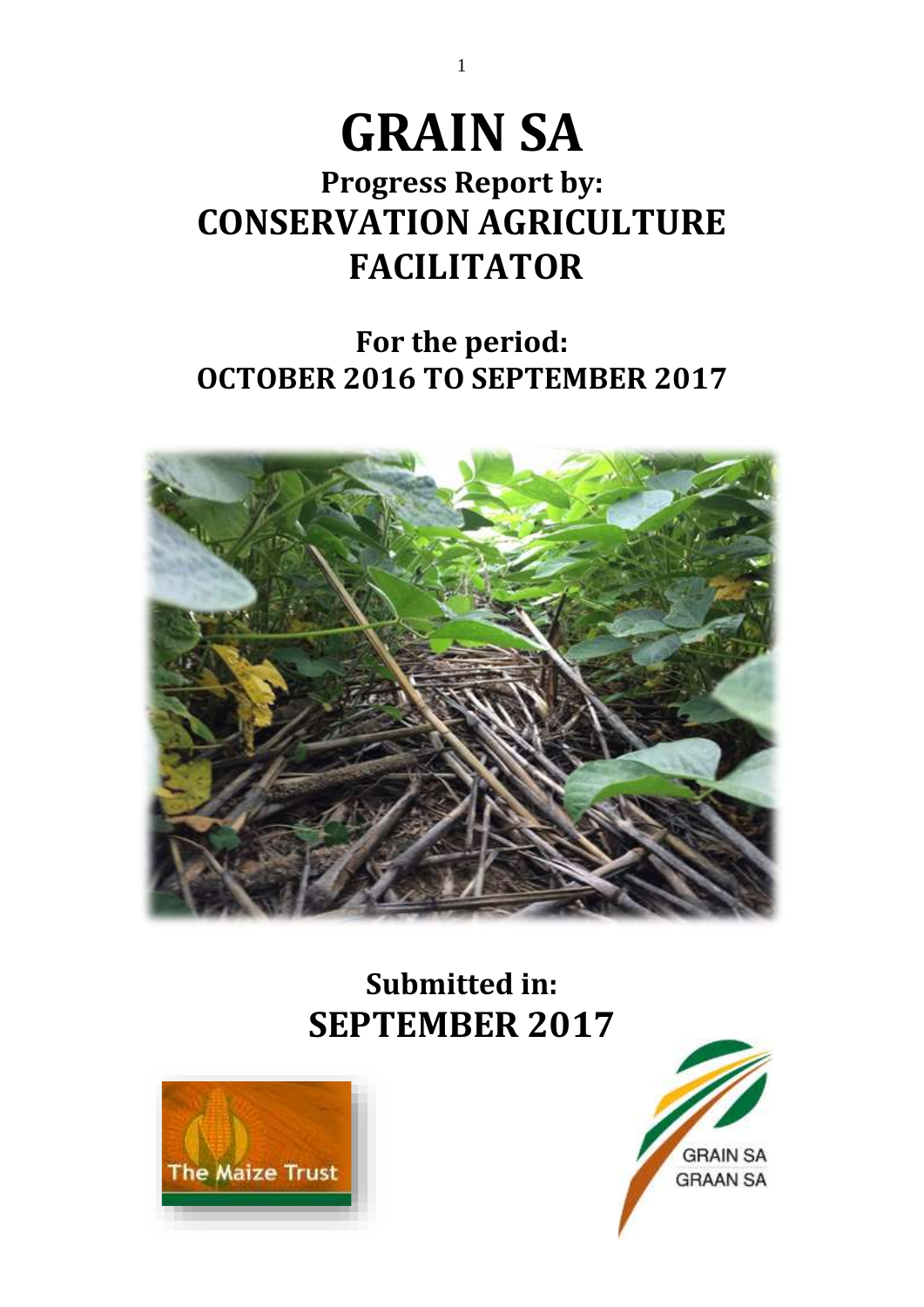# GRAIN SA

## Progress Report by:
## CONSERVATION AGRICULTURE FACILITATOR

## For the period:
## OCTOBER 2016 TO SEPTEMBER 2017

## Submitted in:
## SEPTEMBER 2017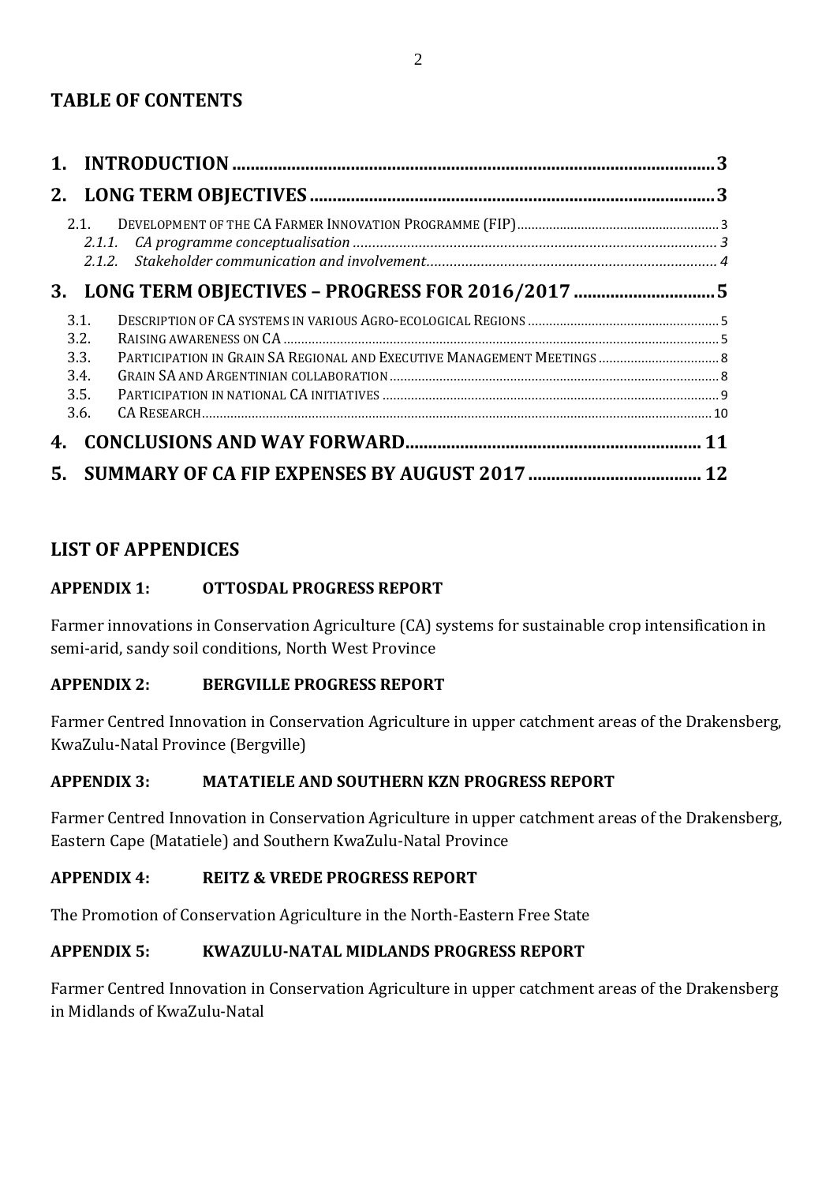## TABLE OF CONTENTS

**1. INTRODUCTION** ..... 3

**2. LONG TERM OBJECTIVES** ..... 3

- 2.1. DEVELOPMENT OF THE CA FARMER INNOVATION PROGRAMME (FIP) ..... 3
  - *2.1.1. CA programme conceptualisation* ..... 3
  - *2.1.2. Stakeholder communication and involvement* ..... 4

**3. LONG TERM OBJECTIVES – PROGRESS FOR 2016/2017** ..... 5

- 3.1. DESCRIPTION OF CA SYSTEMS IN VARIOUS AGRO-ECOLOGICAL REGIONS ..... 5
- 3.2. RAISING AWARENESS ON CA ..... 5
- 3.3. PARTICIPATION IN GRAIN SA REGIONAL AND EXECUTIVE MANAGEMENT MEETINGS ..... 8
- 3.4. GRAIN SA AND ARGENTINIAN COLLABORATION ..... 8
- 3.5. PARTICIPATION IN NATIONAL CA INITIATIVES ..... 9
- 3.6. CA RESEARCH ..... 10

**4. CONCLUSIONS AND WAY FORWARD** ..... 11

**5. SUMMARY OF CA FIP EXPENSES BY AUGUST 2017** ..... 12

## LIST OF APPENDICES

### APPENDIX 1: OTTOSDAL PROGRESS REPORT

Farmer innovations in Conservation Agriculture (CA) systems for sustainable crop intensification in semi-arid, sandy soil conditions, North West Province

### APPENDIX 2: BERGVILLE PROGRESS REPORT

Farmer Centred Innovation in Conservation Agriculture in upper catchment areas of the Drakensberg, KwaZulu-Natal Province (Bergville)

### APPENDIX 3: MATATIELE AND SOUTHERN KZN PROGRESS REPORT

Farmer Centred Innovation in Conservation Agriculture in upper catchment areas of the Drakensberg, Eastern Cape (Matatiele) and Southern KwaZulu-Natal Province

### APPENDIX 4: REITZ & VREDE PROGRESS REPORT

The Promotion of Conservation Agriculture in the North-Eastern Free State

### APPENDIX 5: KWAZULU-NATAL MIDLANDS PROGRESS REPORT

Farmer Centred Innovation in Conservation Agriculture in upper catchment areas of the Drakensberg in Midlands of KwaZulu-Natal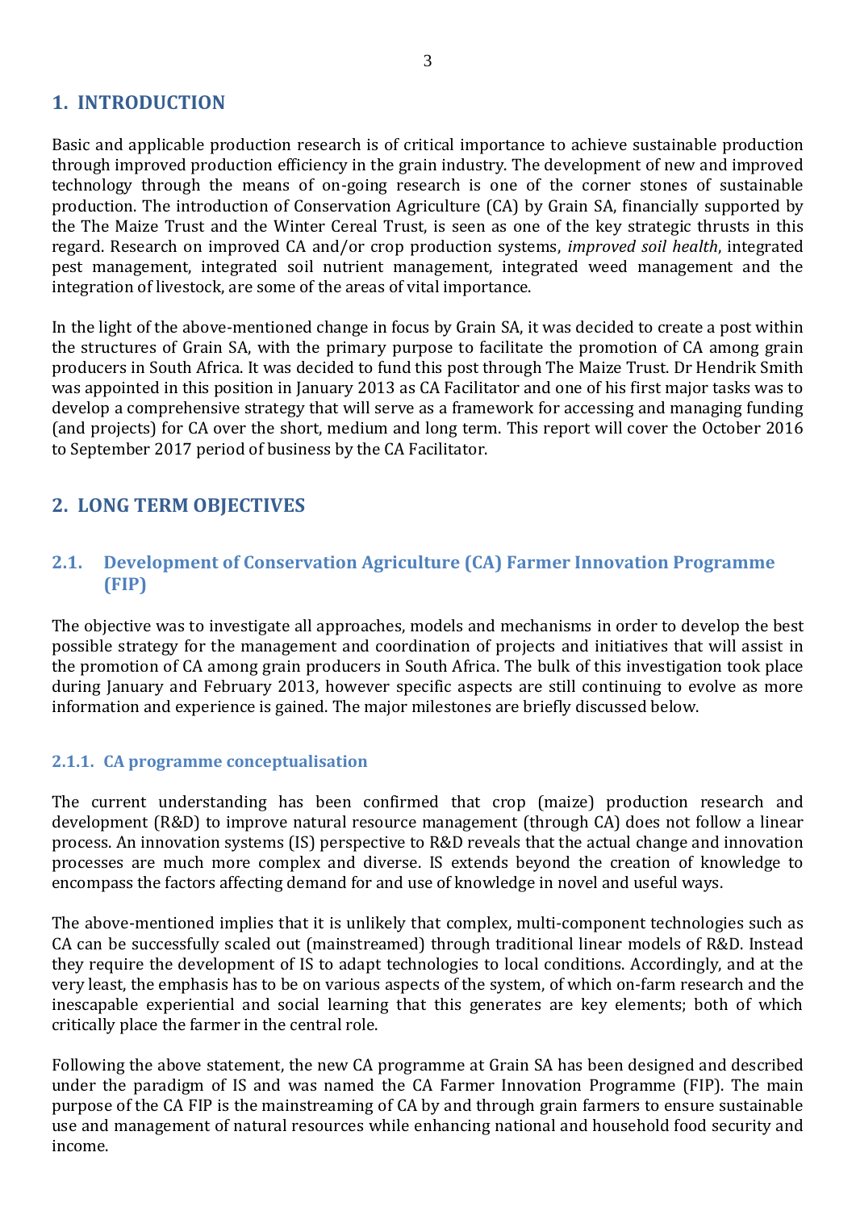# 1. INTRODUCTION

Basic and applicable production research is of critical importance to achieve sustainable production through improved production efficiency in the grain industry. The development of new and improved technology through the means of on-going research is one of the corner stones of sustainable production. The introduction of Conservation Agriculture (CA) by Grain SA, financially supported by the The Maize Trust and the Winter Cereal Trust, is seen as one of the key strategic thrusts in this regard. Research on improved CA and/or crop production systems, *improved soil health*, integrated pest management, integrated soil nutrient management, integrated weed management and the integration of livestock, are some of the areas of vital importance.

In the light of the above-mentioned change in focus by Grain SA, it was decided to create a post within the structures of Grain SA, with the primary purpose to facilitate the promotion of CA among grain producers in South Africa. It was decided to fund this post through The Maize Trust. Dr Hendrik Smith was appointed in this position in January 2013 as CA Facilitator and one of his first major tasks was to develop a comprehensive strategy that will serve as a framework for accessing and managing funding (and projects) for CA over the short, medium and long term. This report will cover the October 2016 to September 2017 period of business by the CA Facilitator.

# 2. LONG TERM OBJECTIVES

## 2.1. Development of Conservation Agriculture (CA) Farmer Innovation Programme (FIP)

The objective was to investigate all approaches, models and mechanisms in order to develop the best possible strategy for the management and coordination of projects and initiatives that will assist in the promotion of CA among grain producers in South Africa. The bulk of this investigation took place during January and February 2013, however specific aspects are still continuing to evolve as more information and experience is gained. The major milestones are briefly discussed below.

### 2.1.1. CA programme conceptualisation

The current understanding has been confirmed that crop (maize) production research and development (R&D) to improve natural resource management (through CA) does not follow a linear process. An innovation systems (IS) perspective to R&D reveals that the actual change and innovation processes are much more complex and diverse. IS extends beyond the creation of knowledge to encompass the factors affecting demand for and use of knowledge in novel and useful ways.

The above-mentioned implies that it is unlikely that complex, multi-component technologies such as CA can be successfully scaled out (mainstreamed) through traditional linear models of R&D. Instead they require the development of IS to adapt technologies to local conditions. Accordingly, and at the very least, the emphasis has to be on various aspects of the system, of which on-farm research and the inescapable experiential and social learning that this generates are key elements; both of which critically place the farmer in the central role.

Following the above statement, the new CA programme at Grain SA has been designed and described under the paradigm of IS and was named the CA Farmer Innovation Programme (FIP). The main purpose of the CA FIP is the mainstreaming of CA by and through grain farmers to ensure sustainable use and management of natural resources while enhancing national and household food security and income.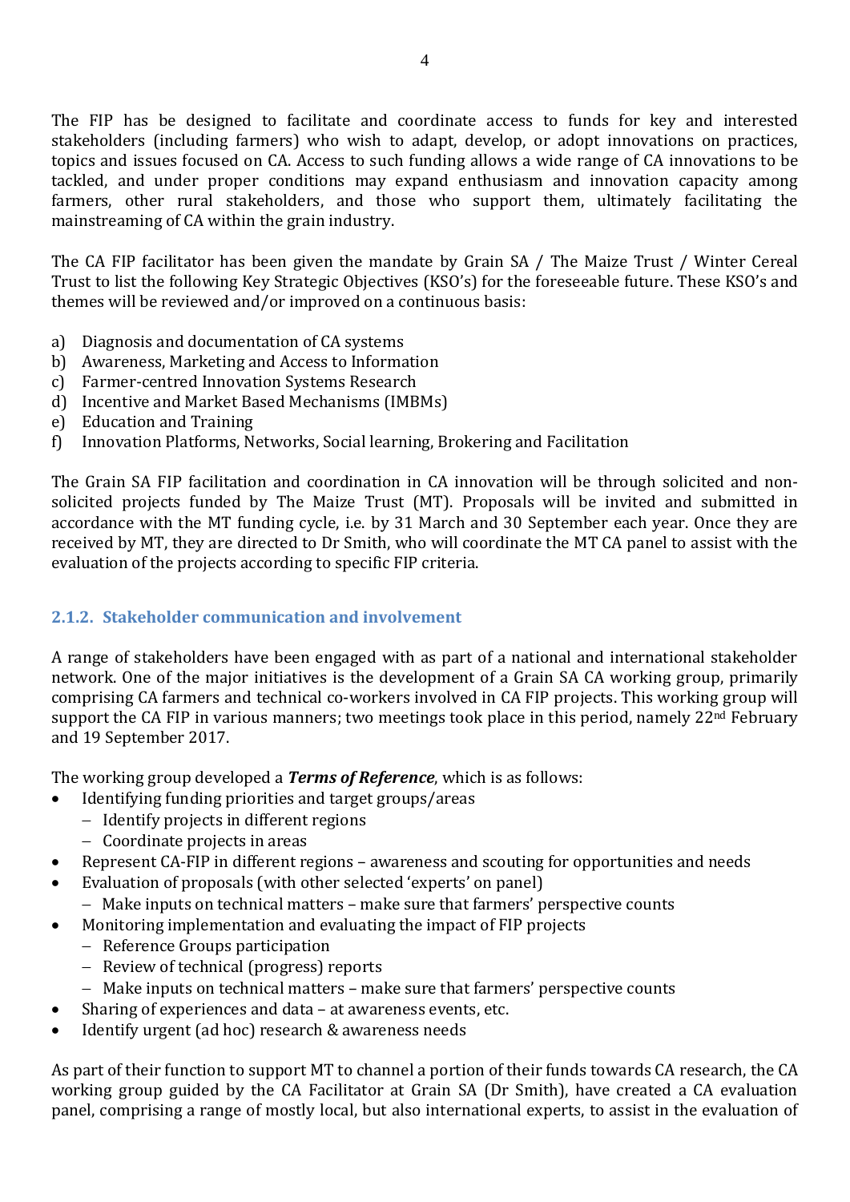The FIP has be designed to facilitate and coordinate access to funds for key and interested stakeholders (including farmers) who wish to adapt, develop, or adopt innovations on practices, topics and issues focused on CA. Access to such funding allows a wide range of CA innovations to be tackled, and under proper conditions may expand enthusiasm and innovation capacity among farmers, other rural stakeholders, and those who support them, ultimately facilitating the mainstreaming of CA within the grain industry.

The CA FIP facilitator has been given the mandate by Grain SA / The Maize Trust / Winter Cereal Trust to list the following Key Strategic Objectives (KSO's) for the foreseeable future. These KSO's and themes will be reviewed and/or improved on a continuous basis:

a) Diagnosis and documentation of CA systems
b) Awareness, Marketing and Access to Information
c) Farmer-centred Innovation Systems Research
d) Incentive and Market Based Mechanisms (IMBMs)
e) Education and Training
f) Innovation Platforms, Networks, Social learning, Brokering and Facilitation

The Grain SA FIP facilitation and coordination in CA innovation will be through solicited and non-solicited projects funded by The Maize Trust (MT). Proposals will be invited and submitted in accordance with the MT funding cycle, i.e. by 31 March and 30 September each year. Once they are received by MT, they are directed to Dr Smith, who will coordinate the MT CA panel to assist with the evaluation of the projects according to specific FIP criteria.

### 2.1.2. Stakeholder communication and involvement

A range of stakeholders have been engaged with as part of a national and international stakeholder network. One of the major initiatives is the development of a Grain SA CA working group, primarily comprising CA farmers and technical co-workers involved in CA FIP projects. This working group will support the CA FIP in various manners; two meetings took place in this period, namely 22nd February and 19 September 2017.

The working group developed a ***Terms of Reference***, which is as follows:

- Identifying funding priorities and target groups/areas
  - Identify projects in different regions
  - Coordinate projects in areas
- Represent CA-FIP in different regions – awareness and scouting for opportunities and needs
- Evaluation of proposals (with other selected 'experts' on panel)
  - Make inputs on technical matters – make sure that farmers' perspective counts
- Monitoring implementation and evaluating the impact of FIP projects
  - Reference Groups participation
  - Review of technical (progress) reports
  - Make inputs on technical matters – make sure that farmers' perspective counts
- Sharing of experiences and data – at awareness events, etc.
- Identify urgent (ad hoc) research & awareness needs

As part of their function to support MT to channel a portion of their funds towards CA research, the CA working group guided by the CA Facilitator at Grain SA (Dr Smith), have created a CA evaluation panel, comprising a range of mostly local, but also international experts, to assist in the evaluation of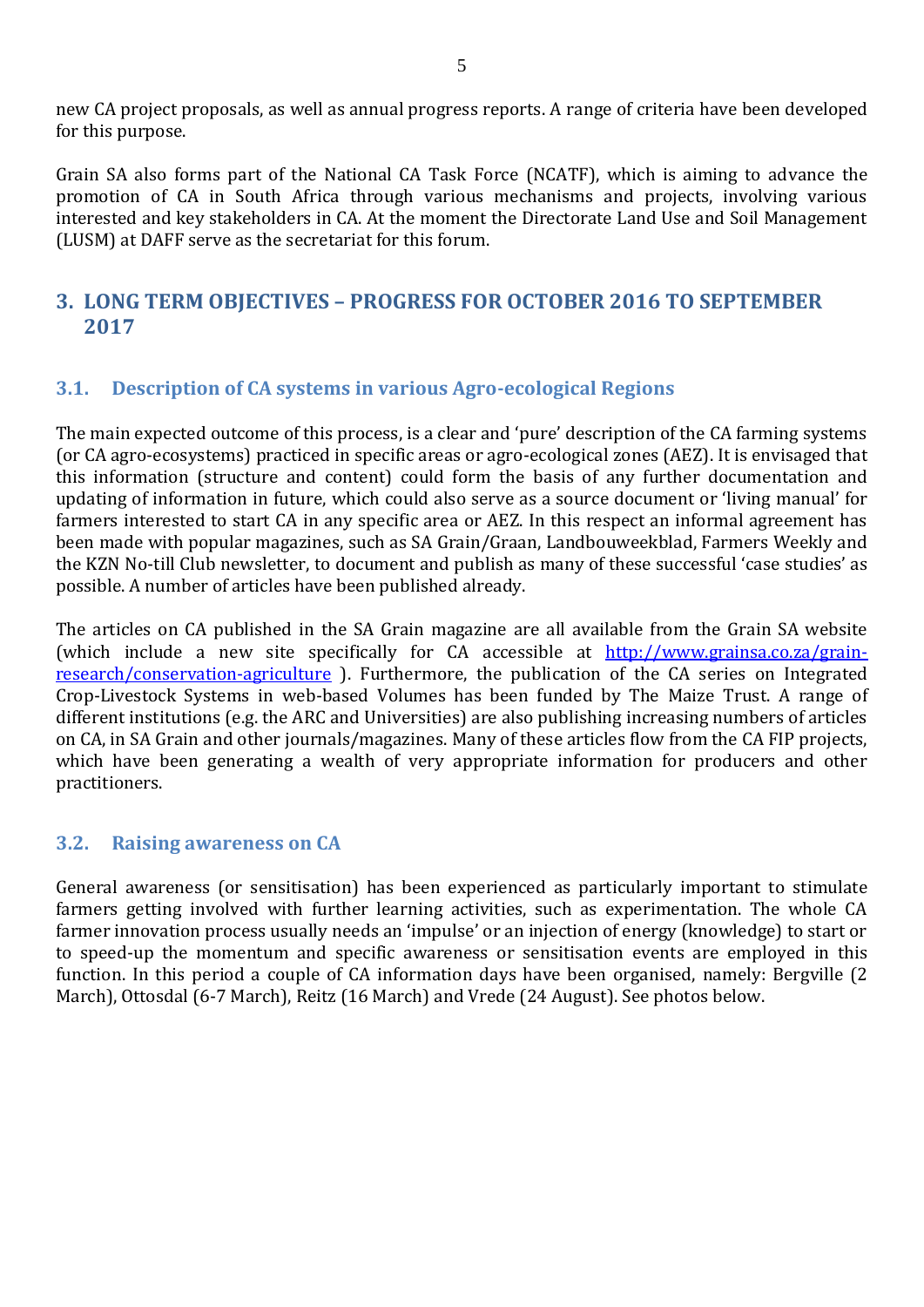new CA project proposals, as well as annual progress reports. A range of criteria have been developed for this purpose.

Grain SA also forms part of the National CA Task Force (NCATF), which is aiming to advance the promotion of CA in South Africa through various mechanisms and projects, involving various interested and key stakeholders in CA. At the moment the Directorate Land Use and Soil Management (LUSM) at DAFF serve as the secretariat for this forum.

## 3. LONG TERM OBJECTIVES – PROGRESS FOR OCTOBER 2016 TO SEPTEMBER 2017

### 3.1. Description of CA systems in various Agro-ecological Regions

The main expected outcome of this process, is a clear and 'pure' description of the CA farming systems (or CA agro-ecosystems) practiced in specific areas or agro-ecological zones (AEZ). It is envisaged that this information (structure and content) could form the basis of any further documentation and updating of information in future, which could also serve as a source document or 'living manual' for farmers interested to start CA in any specific area or AEZ. In this respect an informal agreement has been made with popular magazines, such as SA Grain/Graan, Landbouweekblad, Farmers Weekly and the KZN No-till Club newsletter, to document and publish as many of these successful 'case studies' as possible. A number of articles have been published already.

The articles on CA published in the SA Grain magazine are all available from the Grain SA website (which include a new site specifically for CA accessible at [http://www.grainsa.co.za/grain-research/conservation-agriculture](http://www.grainsa.co.za/grain-research/conservation-agriculture) ). Furthermore, the publication of the CA series on Integrated Crop-Livestock Systems in web-based Volumes has been funded by The Maize Trust. A range of different institutions (e.g. the ARC and Universities) are also publishing increasing numbers of articles on CA, in SA Grain and other journals/magazines. Many of these articles flow from the CA FIP projects, which have been generating a wealth of very appropriate information for producers and other practitioners.

### 3.2. Raising awareness on CA

General awareness (or sensitisation) has been experienced as particularly important to stimulate farmers getting involved with further learning activities, such as experimentation. The whole CA farmer innovation process usually needs an 'impulse' or an injection of energy (knowledge) to start or to speed-up the momentum and specific awareness or sensitisation events are employed in this function. In this period a couple of CA information days have been organised, namely: Bergville (2 March), Ottosdal (6-7 March), Reitz (16 March) and Vrede (24 August). See photos below.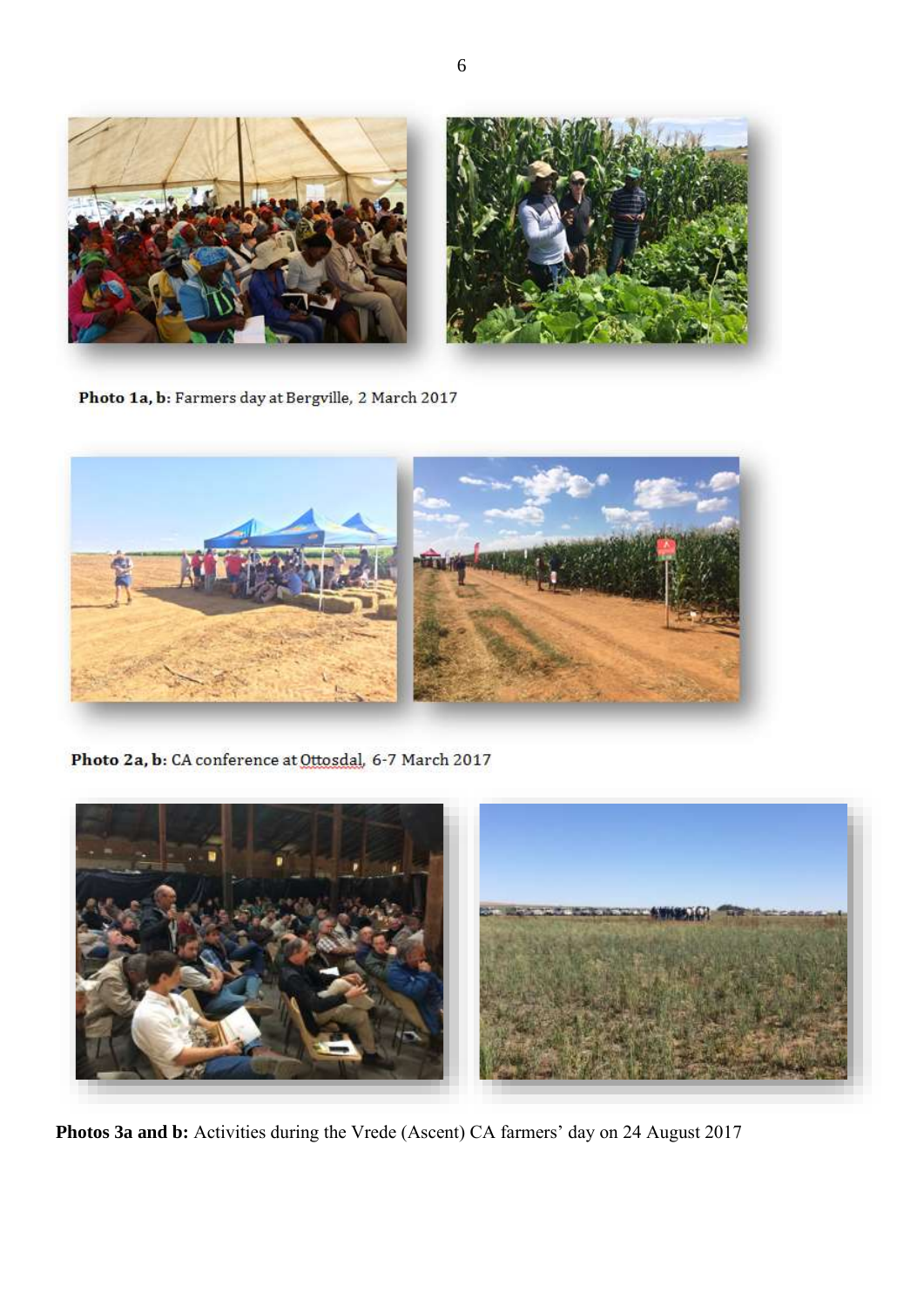**Photo 1a, b:** Farmers day at Bergville, 2 March 2017

**Photo 2a, b:** CA conference at Ottosdal, 6-7 March 2017

**Photos 3a and b:** Activities during the Vrede (Ascent) CA farmers' day on 24 August 2017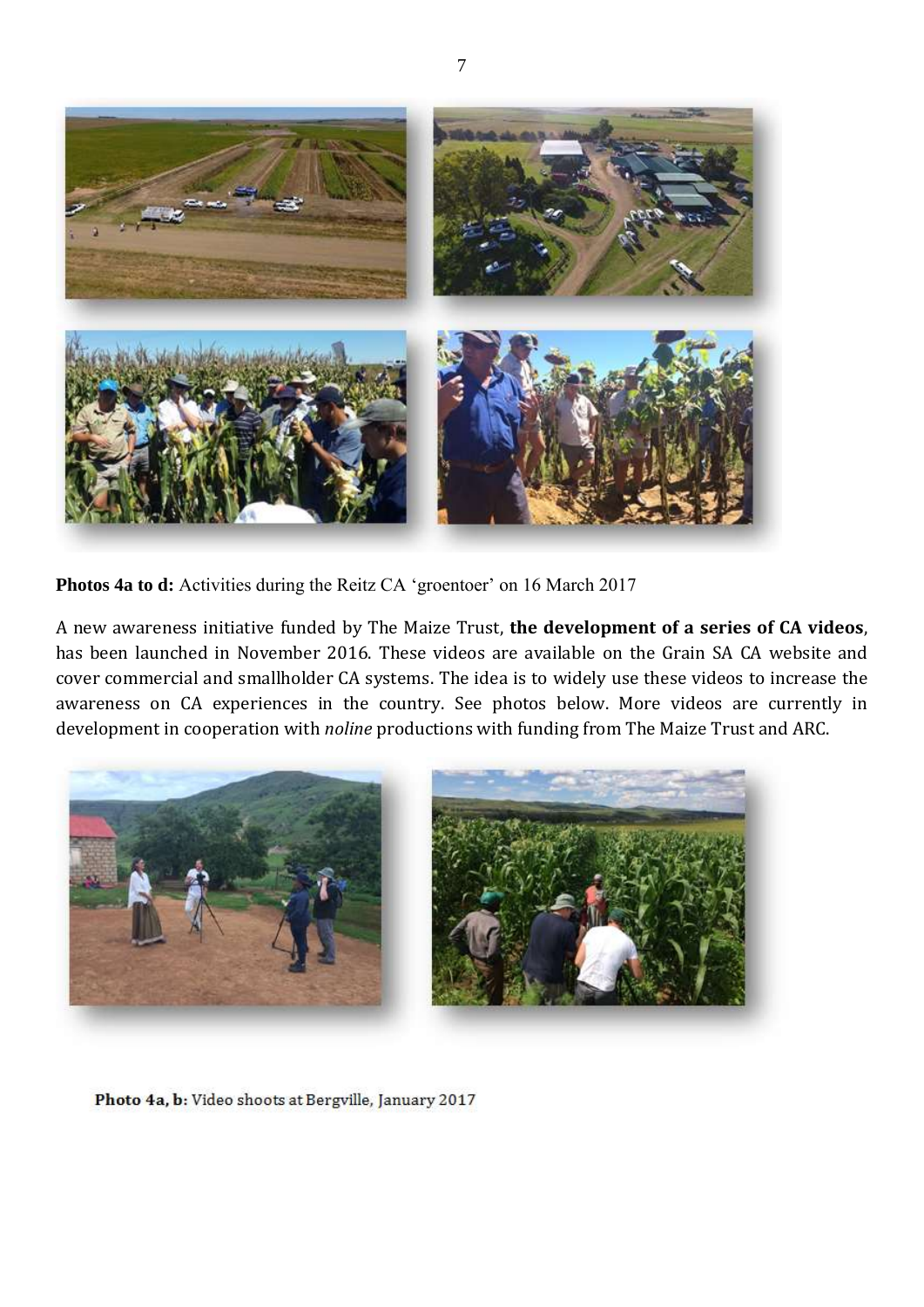**Photos 4a to d:** Activities during the Reitz CA 'groentoer' on 16 March 2017

A new awareness initiative funded by The Maize Trust, **the development of a series of CA videos**, has been launched in November 2016. These videos are available on the Grain SA CA website and cover commercial and smallholder CA systems. The idea is to widely use these videos to increase the awareness on CA experiences in the country. See photos below. More videos are currently in development in cooperation with *noline* productions with funding from The Maize Trust and ARC.

**Photo 4a, b:** Video shoots at Bergville, January 2017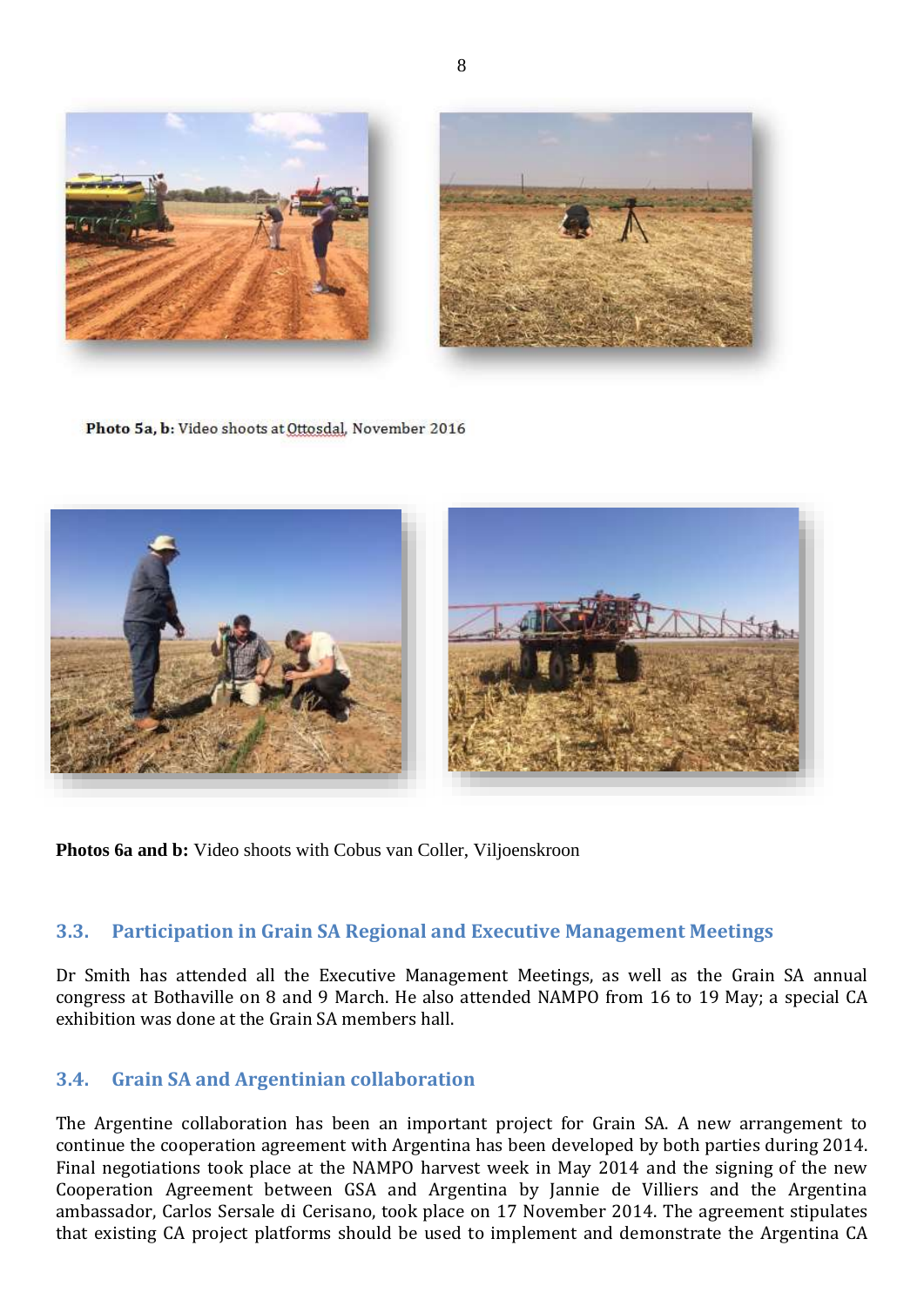**Photo 5a, b:** Video shoots at Ottosdal, November 2016

**Photos 6a and b:** Video shoots with Cobus van Coller, Viljoenskroon

### 3.3. Participation in Grain SA Regional and Executive Management Meetings

Dr Smith has attended all the Executive Management Meetings, as well as the Grain SA annual congress at Bothaville on 8 and 9 March. He also attended NAMPO from 16 to 19 May; a special CA exhibition was done at the Grain SA members hall.

### 3.4. Grain SA and Argentinian collaboration

The Argentine collaboration has been an important project for Grain SA. A new arrangement to continue the cooperation agreement with Argentina has been developed by both parties during 2014. Final negotiations took place at the NAMPO harvest week in May 2014 and the signing of the new Cooperation Agreement between GSA and Argentina by Jannie de Villiers and the Argentina ambassador, Carlos Sersale di Cerisano, took place on 17 November 2014. The agreement stipulates that existing CA project platforms should be used to implement and demonstrate the Argentina CA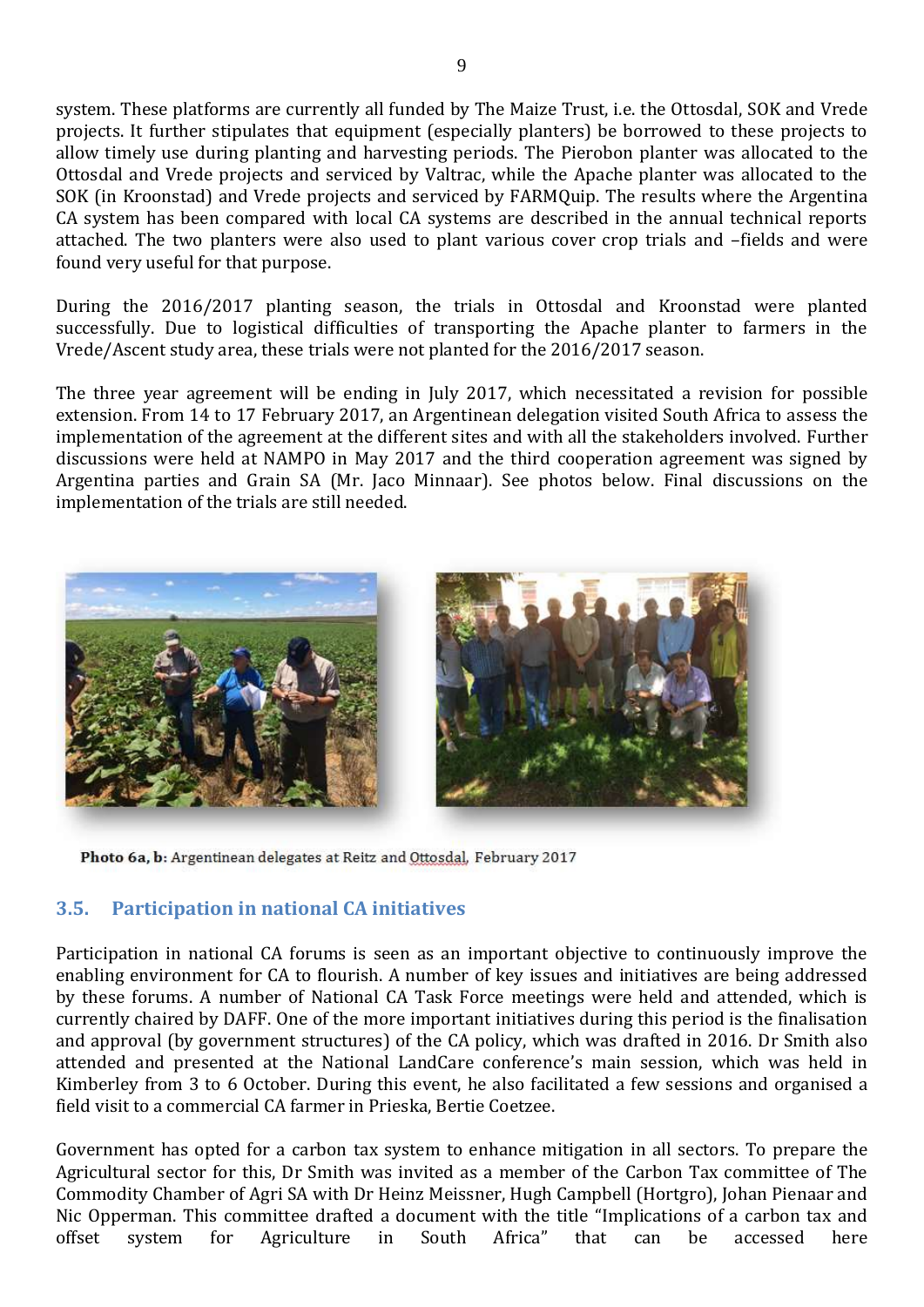system. These platforms are currently all funded by The Maize Trust, i.e. the Ottosdal, SOK and Vrede projects. It further stipulates that equipment (especially planters) be borrowed to these projects to allow timely use during planting and harvesting periods. The Pierobon planter was allocated to the Ottosdal and Vrede projects and serviced by Valtrac, while the Apache planter was allocated to the SOK (in Kroonstad) and Vrede projects and serviced by FARMQuip. The results where the Argentina CA system has been compared with local CA systems are described in the annual technical reports attached. The two planters were also used to plant various cover crop trials and –fields and were found very useful for that purpose.

During the 2016/2017 planting season, the trials in Ottosdal and Kroonstad were planted successfully. Due to logistical difficulties of transporting the Apache planter to farmers in the Vrede/Ascent study area, these trials were not planted for the 2016/2017 season.

The three year agreement will be ending in July 2017, which necessitated a revision for possible extension. From 14 to 17 February 2017, an Argentinean delegation visited South Africa to assess the implementation of the agreement at the different sites and with all the stakeholders involved. Further discussions were held at NAMPO in May 2017 and the third cooperation agreement was signed by Argentina parties and Grain SA (Mr. Jaco Minnaar). See photos below. Final discussions on the implementation of the trials are still needed.

**Photo 6a, b:** Argentinean delegates at Reitz and Ottosdal, February 2017

## 3.5. Participation in national CA initiatives

Participation in national CA forums is seen as an important objective to continuously improve the enabling environment for CA to flourish. A number of key issues and initiatives are being addressed by these forums. A number of National CA Task Force meetings were held and attended, which is currently chaired by DAFF. One of the more important initiatives during this period is the finalisation and approval (by government structures) of the CA policy, which was drafted in 2016. Dr Smith also attended and presented at the National LandCare conference's main session, which was held in Kimberley from 3 to 6 October. During this event, he also facilitated a few sessions and organised a field visit to a commercial CA farmer in Prieska, Bertie Coetzee.

Government has opted for a carbon tax system to enhance mitigation in all sectors. To prepare the Agricultural sector for this, Dr Smith was invited as a member of the Carbon Tax committee of The Commodity Chamber of Agri SA with Dr Heinz Meissner, Hugh Campbell (Hortgro), Johan Pienaar and Nic Opperman. This committee drafted a document with the title "Implications of a carbon tax and offset system for Agriculture in South Africa" that can be accessed here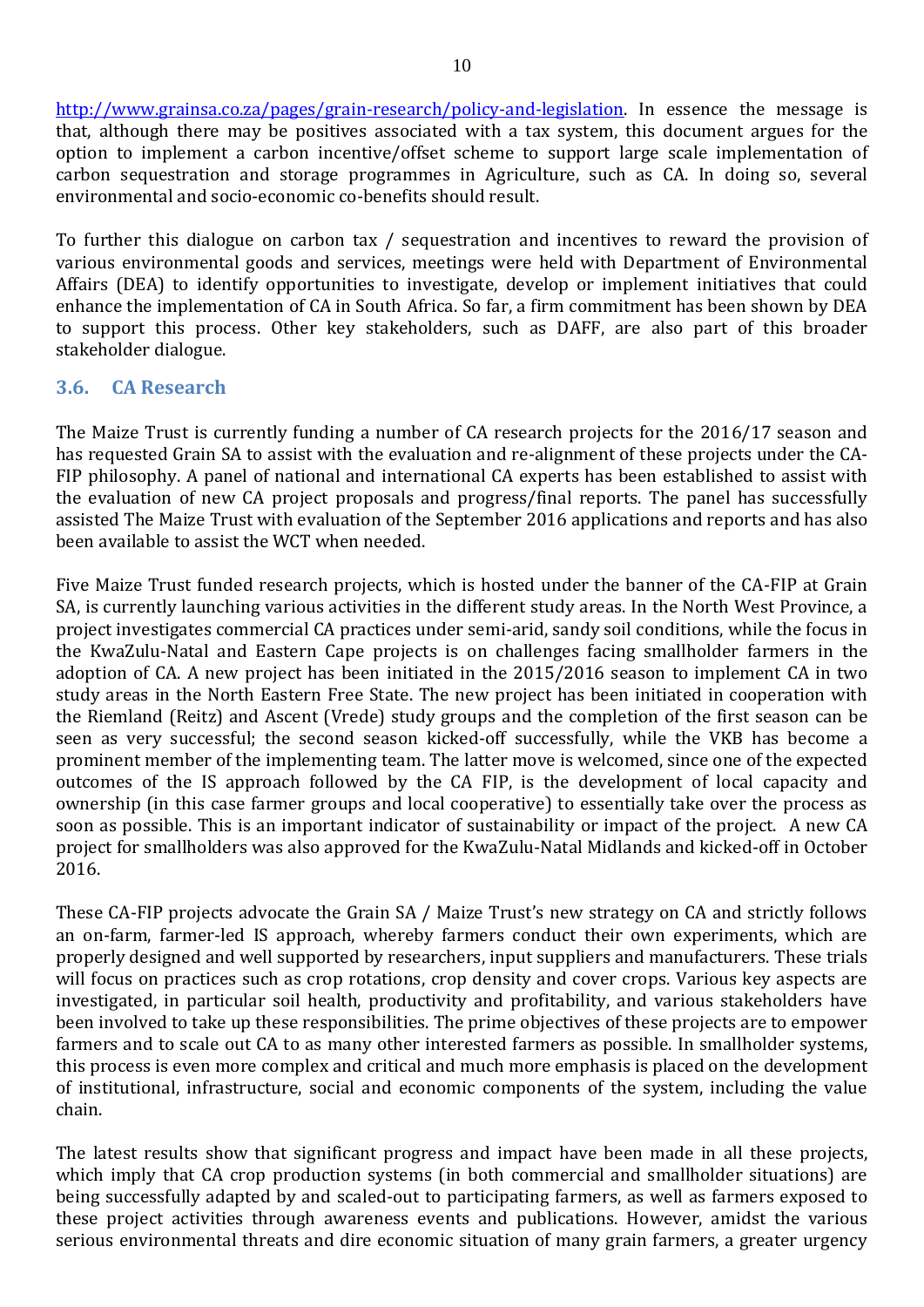http://www.grainsa.co.za/pages/grain-research/policy-and-legislation. In essence the message is that, although there may be positives associated with a tax system, this document argues for the option to implement a carbon incentive/offset scheme to support large scale implementation of carbon sequestration and storage programmes in Agriculture, such as CA. In doing so, several environmental and socio-economic co-benefits should result.

To further this dialogue on carbon tax / sequestration and incentives to reward the provision of various environmental goods and services, meetings were held with Department of Environmental Affairs (DEA) to identify opportunities to investigate, develop or implement initiatives that could enhance the implementation of CA in South Africa. So far, a firm commitment has been shown by DEA to support this process. Other key stakeholders, such as DAFF, are also part of this broader stakeholder dialogue.

## 3.6. CA Research

The Maize Trust is currently funding a number of CA research projects for the 2016/17 season and has requested Grain SA to assist with the evaluation and re-alignment of these projects under the CA-FIP philosophy. A panel of national and international CA experts has been established to assist with the evaluation of new CA project proposals and progress/final reports. The panel has successfully assisted The Maize Trust with evaluation of the September 2016 applications and reports and has also been available to assist the WCT when needed.

Five Maize Trust funded research projects, which is hosted under the banner of the CA-FIP at Grain SA, is currently launching various activities in the different study areas. In the North West Province, a project investigates commercial CA practices under semi-arid, sandy soil conditions, while the focus in the KwaZulu-Natal and Eastern Cape projects is on challenges facing smallholder farmers in the adoption of CA. A new project has been initiated in the 2015/2016 season to implement CA in two study areas in the North Eastern Free State. The new project has been initiated in cooperation with the Riemland (Reitz) and Ascent (Vrede) study groups and the completion of the first season can be seen as very successful; the second season kicked-off successfully, while the VKB has become a prominent member of the implementing team. The latter move is welcomed, since one of the expected outcomes of the IS approach followed by the CA FIP, is the development of local capacity and ownership (in this case farmer groups and local cooperative) to essentially take over the process as soon as possible. This is an important indicator of sustainability or impact of the project. A new CA project for smallholders was also approved for the KwaZulu-Natal Midlands and kicked-off in October 2016.

These CA-FIP projects advocate the Grain SA / Maize Trust's new strategy on CA and strictly follows an on-farm, farmer-led IS approach, whereby farmers conduct their own experiments, which are properly designed and well supported by researchers, input suppliers and manufacturers. These trials will focus on practices such as crop rotations, crop density and cover crops. Various key aspects are investigated, in particular soil health, productivity and profitability, and various stakeholders have been involved to take up these responsibilities. The prime objectives of these projects are to empower farmers and to scale out CA to as many other interested farmers as possible. In smallholder systems, this process is even more complex and critical and much more emphasis is placed on the development of institutional, infrastructure, social and economic components of the system, including the value chain.

The latest results show that significant progress and impact have been made in all these projects, which imply that CA crop production systems (in both commercial and smallholder situations) are being successfully adapted by and scaled-out to participating farmers, as well as farmers exposed to these project activities through awareness events and publications. However, amidst the various serious environmental threats and dire economic situation of many grain farmers, a greater urgency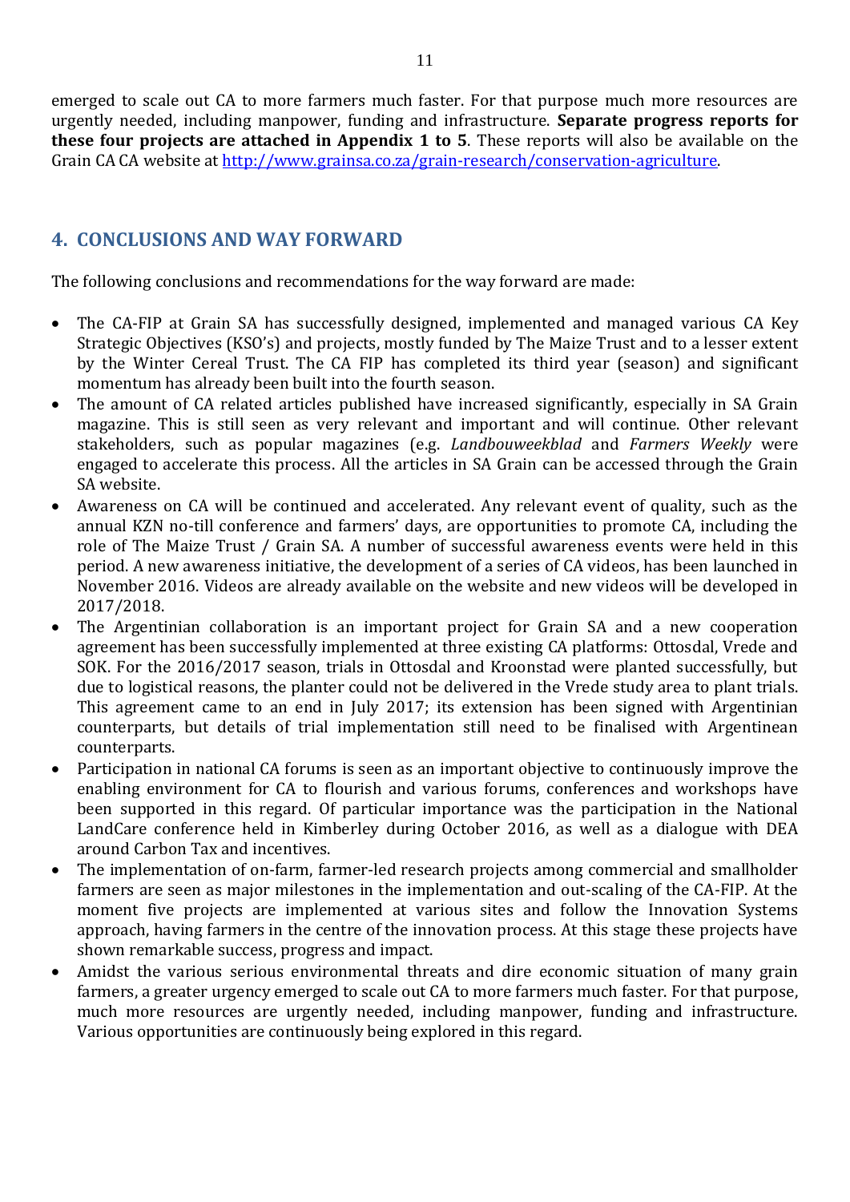emerged to scale out CA to more farmers much faster. For that purpose much more resources are urgently needed, including manpower, funding and infrastructure. **Separate progress reports for these four projects are attached in Appendix 1 to 5**. These reports will also be available on the Grain CA CA website at http://www.grainsa.co.za/grain-research/conservation-agriculture.

## 4. CONCLUSIONS AND WAY FORWARD

The following conclusions and recommendations for the way forward are made:

- The CA-FIP at Grain SA has successfully designed, implemented and managed various CA Key Strategic Objectives (KSO's) and projects, mostly funded by The Maize Trust and to a lesser extent by the Winter Cereal Trust. The CA FIP has completed its third year (season) and significant momentum has already been built into the fourth season.
- The amount of CA related articles published have increased significantly, especially in SA Grain magazine. This is still seen as very relevant and important and will continue. Other relevant stakeholders, such as popular magazines (e.g. *Landbouweekblad* and *Farmers Weekly* were engaged to accelerate this process. All the articles in SA Grain can be accessed through the Grain SA website.
- Awareness on CA will be continued and accelerated. Any relevant event of quality, such as the annual KZN no-till conference and farmers' days, are opportunities to promote CA, including the role of The Maize Trust / Grain SA. A number of successful awareness events were held in this period. A new awareness initiative, the development of a series of CA videos, has been launched in November 2016. Videos are already available on the website and new videos will be developed in 2017/2018.
- The Argentinian collaboration is an important project for Grain SA and a new cooperation agreement has been successfully implemented at three existing CA platforms: Ottosdal, Vrede and SOK. For the 2016/2017 season, trials in Ottosdal and Kroonstad were planted successfully, but due to logistical reasons, the planter could not be delivered in the Vrede study area to plant trials. This agreement came to an end in July 2017; its extension has been signed with Argentinian counterparts, but details of trial implementation still need to be finalised with Argentinean counterparts.
- Participation in national CA forums is seen as an important objective to continuously improve the enabling environment for CA to flourish and various forums, conferences and workshops have been supported in this regard. Of particular importance was the participation in the National LandCare conference held in Kimberley during October 2016, as well as a dialogue with DEA around Carbon Tax and incentives.
- The implementation of on-farm, farmer-led research projects among commercial and smallholder farmers are seen as major milestones in the implementation and out-scaling of the CA-FIP. At the moment five projects are implemented at various sites and follow the Innovation Systems approach, having farmers in the centre of the innovation process. At this stage these projects have shown remarkable success, progress and impact.
- Amidst the various serious environmental threats and dire economic situation of many grain farmers, a greater urgency emerged to scale out CA to more farmers much faster. For that purpose, much more resources are urgently needed, including manpower, funding and infrastructure. Various opportunities are continuously being explored in this regard.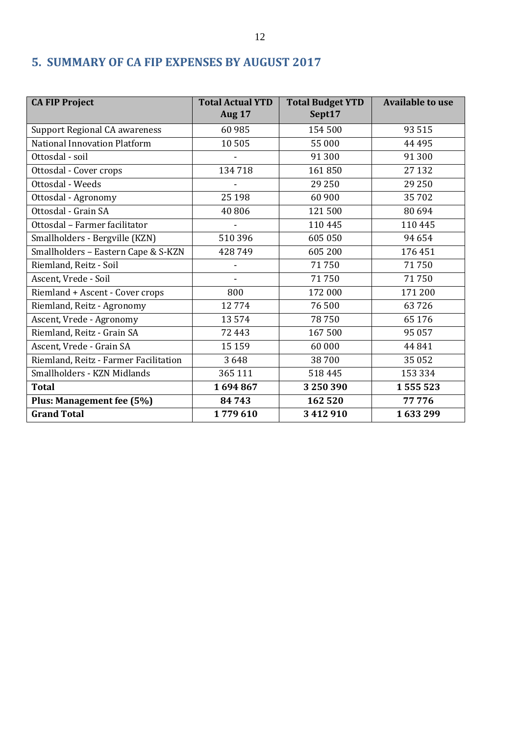## 5. SUMMARY OF CA FIP EXPENSES BY AUGUST 2017

| CA FIP Project | Total Actual YTD Aug 17 | Total Budget YTD Sept17 | Available to use |
|---|---|---|---|
| Support Regional CA awareness | 60 985 | 154 500 | 93 515 |
| National Innovation Platform | 10 505 | 55 000 | 44 495 |
| Ottosdal - soil | - | 91 300 | 91 300 |
| Ottosdal - Cover crops | 134 718 | 161 850 | 27 132 |
| Ottosdal - Weeds | - | 29 250 | 29 250 |
| Ottosdal - Agronomy | 25 198 | 60 900 | 35 702 |
| Ottosdal - Grain SA | 40 806 | 121 500 | 80 694 |
| Ottosdal – Farmer facilitator | - | 110 445 | 110 445 |
| Smallholders - Bergville (KZN) | 510 396 | 605 050 | 94 654 |
| Smallholders – Eastern Cape & S-KZN | 428 749 | 605 200 | 176 451 |
| Riemland, Reitz - Soil | - | 71 750 | 71 750 |
| Ascent, Vrede - Soil | - | 71 750 | 71 750 |
| Riemland + Ascent - Cover crops | 800 | 172 000 | 171 200 |
| Riemland, Reitz - Agronomy | 12 774 | 76 500 | 63 726 |
| Ascent, Vrede - Agronomy | 13 574 | 78 750 | 65 176 |
| Riemland, Reitz - Grain SA | 72 443 | 167 500 | 95 057 |
| Ascent, Vrede - Grain SA | 15 159 | 60 000 | 44 841 |
| Riemland, Reitz - Farmer Facilitation | 3 648 | 38 700 | 35 052 |
| Smallholders - KZN Midlands | 365 111 | 518 445 | 153 334 |
| **Total** | **1 694 867** | **3 250 390** | **1 555 523** |
| **Plus: Management fee (5%)** | **84 743** | **162 520** | **77 776** |
| **Grand Total** | **1 779 610** | **3 412 910** | **1 633 299** |